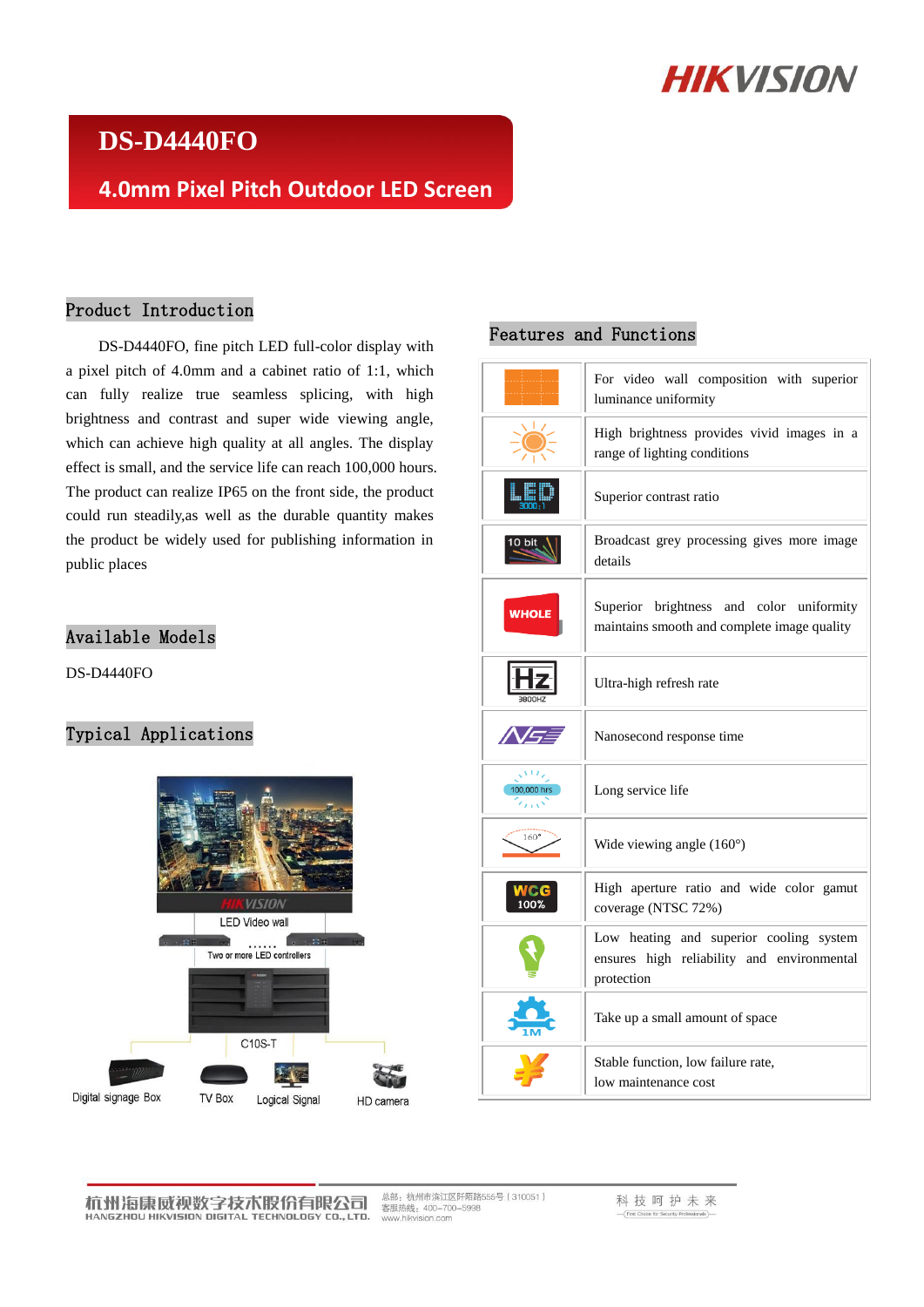# DS-D4440FO

## 4.0mm Pixel Pitch Outdoor LED Screen

## Product Introduction

DS-D4440FO, fine pitch LED full-color display with a pixel pitch of 4.0mm and a cabinet ratio of 1:1, which can fully realize true seamless splicing, with high brightness and contrast and super wide viewing angle, which can achieve high quality at all angles. The display effect is small, and the service life can reach 100,000 hours. The product can realize IP65 on the front side, the product could run steadily,as well as the durable quantity makes the product be widely used for publishing information in public places

## Available Models

DS-D4440FO

## Typical Applications

LED Video wall

Two or more LED controllers

C10S-T

Digital signage Box | TV Box | Logical Signal | HD camera

## Features and Functions

- For video wall composition with superior luminance uniformity
- High brightness provides vivid images in a range of lighting conditions
- Superior contrast ratio
- Broadcast grey processing gives more image details
- Superior brightness and color uniformity maintains smooth and complete image quality
- Ultra-high refresh rate
- Nanosecond response time
- Long service life
- Wide viewing angle (160°)
- High aperture ratio and wide color gamut coverage (NTSC 72%)
- Low heating and superior cooling system ensures high reliability and environmental protection
- Take up a small amount of space
- Stable function, low failure rate, low maintenance cost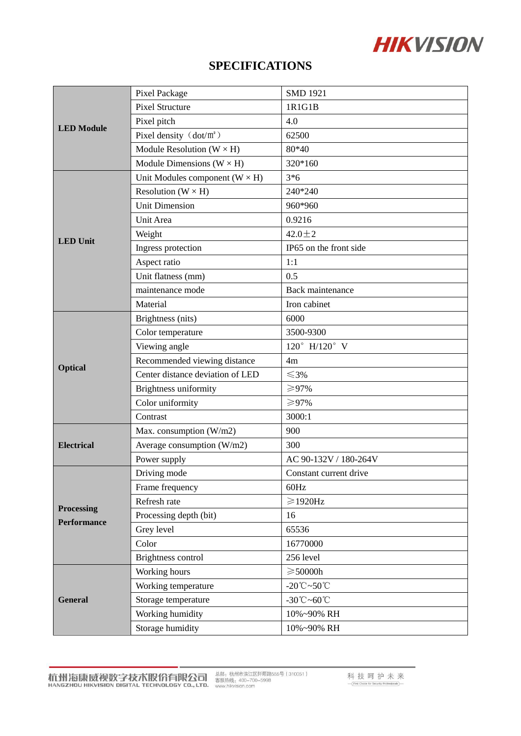# SPECIFICATIONS

| | | |
|---|---|---|
| **LED Module** | Pixel Package | SMD 1921 |
| | Pixel Structure | 1R1G1B |
| | Pixel pitch | 4.0 |
| | Pixel density（dot/㎡） | 62500 |
| | Module Resolution (W × H) | 80*40 |
| | Module Dimensions (W × H) | 320*160 |
| **LED Unit** | Unit Modules component (W × H) | 3*6 |
| | Resolution (W × H) | 240*240 |
| | Unit Dimension | 960*960 |
| | Unit Area | 0.9216 |
| | Weight | 42.0±2 |
| | Ingress protection | IP65 on the front side |
| | Aspect ratio | 1:1 |
| | Unit flatness (mm) | 0.5 |
| | maintenance mode | Back maintenance |
| | Material | Iron cabinet |
| **Optical** | Brightness (nits) | 6000 |
| | Color temperature | 3500-9300 |
| | Viewing angle | 120° H/120° V |
| | Recommended viewing distance | 4m |
| | Center distance deviation of LED | ≤3% |
| | Brightness uniformity | ≥97% |
| | Color uniformity | ≥97% |
| | Contrast | 3000:1 |
| **Electrical** | Max. consumption (W/m2) | 900 |
| | Average consumption (W/m2) | 300 |
| | Power supply | AC 90-132V / 180-264V |
| **Processing Performance** | Driving mode | Constant current drive |
| | Frame frequency | 60Hz |
| | Refresh rate | ≥1920Hz |
| | Processing depth (bit) | 16 |
| | Grey level | 65536 |
| | Color | 16770000 |
| | Brightness control | 256 level |
| **General** | Working hours | ≥50000h |
| | Working temperature | -20℃~50℃ |
| | Storage temperature | -30℃~60℃ |
| | Working humidity | 10%~90% RH |
| | Storage humidity | 10%~90% RH |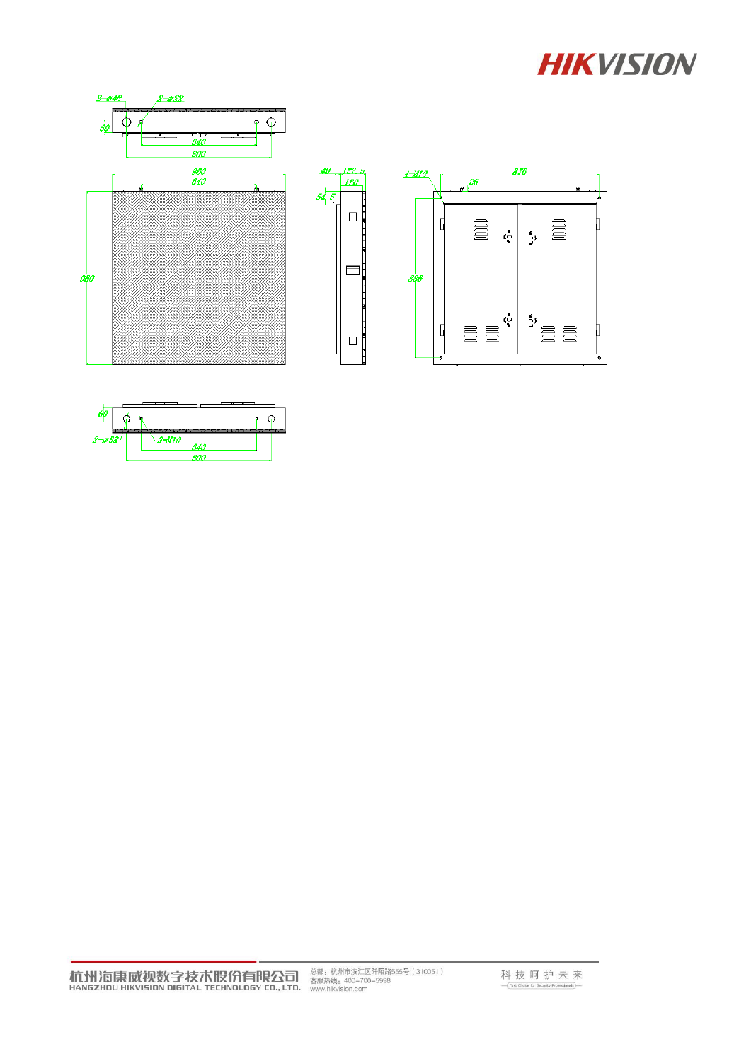2-⌀48

2-⌀22

60

640

800

960

640

960

40

137.5

120

54.5

4-M10

876

26

898

60

2-⌀38

2-M10

640

800